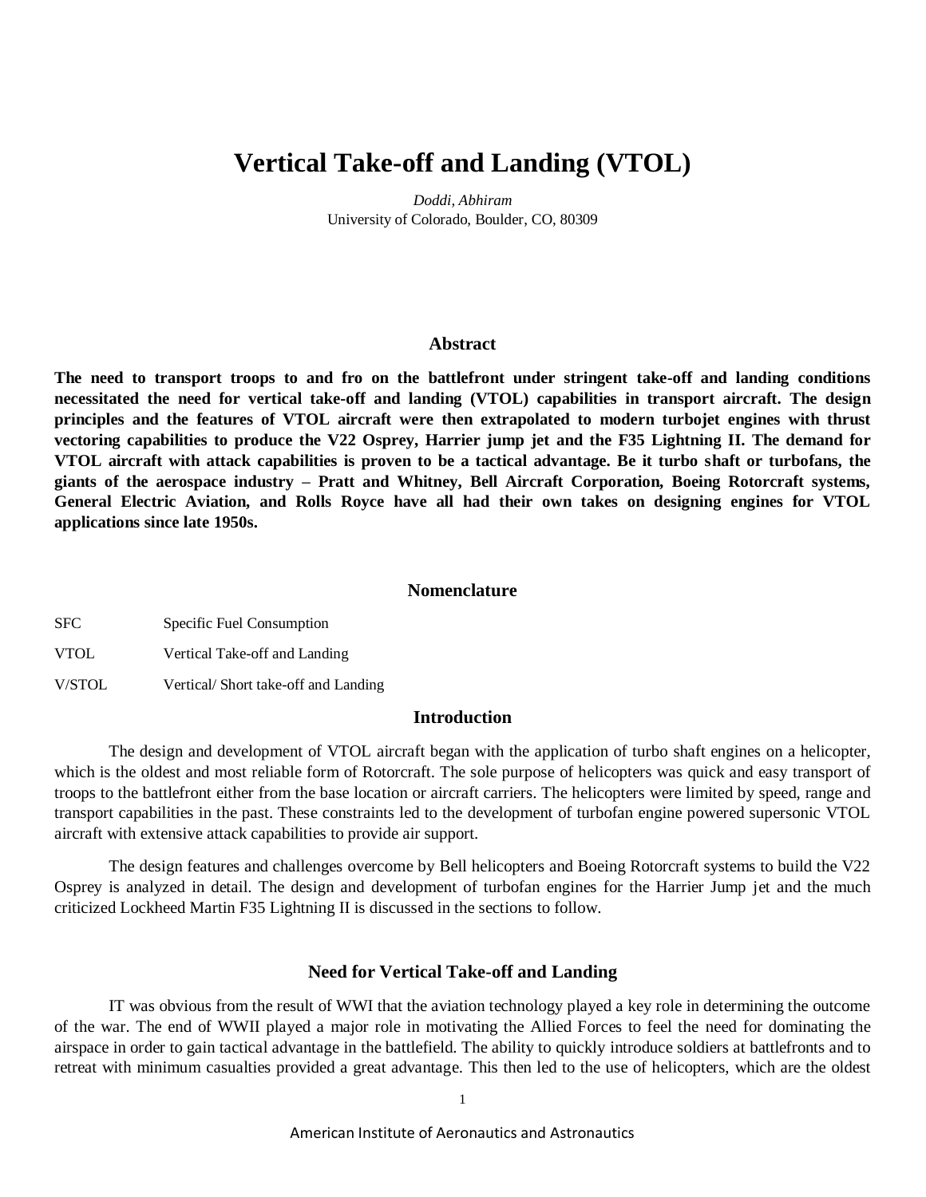# Vertical Take-off and Landing (VTOL)

*Doddi, Abhiram*
University of Colorado, Boulder, CO, 80309

## Abstract

**The need to transport troops to and fro on the battlefront under stringent take-off and landing conditions necessitated the need for vertical take-off and landing (VTOL) capabilities in transport aircraft. The design principles and the features of VTOL aircraft were then extrapolated to modern turbojet engines with thrust vectoring capabilities to produce the V22 Osprey, Harrier jump jet and the F35 Lightning II. The demand for VTOL aircraft with attack capabilities is proven to be a tactical advantage. Be it turbo shaft or turbofans, the giants of the aerospace industry – Pratt and Whitney, Bell Aircraft Corporation, Boeing Rotorcraft systems, General Electric Aviation, and Rolls Royce have all had their own takes on designing engines for VTOL applications since late 1950s.**

## Nomenclature

| | |
|---|---|
| SFC | Specific Fuel Consumption |
| VTOL | Vertical Take-off and Landing |
| V/STOL | Vertical/ Short take-off and Landing |

## Introduction

The design and development of VTOL aircraft began with the application of turbo shaft engines on a helicopter, which is the oldest and most reliable form of Rotorcraft. The sole purpose of helicopters was quick and easy transport of troops to the battlefront either from the base location or aircraft carriers. The helicopters were limited by speed, range and transport capabilities in the past. These constraints led to the development of turbofan engine powered supersonic VTOL aircraft with extensive attack capabilities to provide air support.

The design features and challenges overcome by Bell helicopters and Boeing Rotorcraft systems to build the V22 Osprey is analyzed in detail. The design and development of turbofan engines for the Harrier Jump jet and the much criticized Lockheed Martin F35 Lightning II is discussed in the sections to follow.

## Need for Vertical Take-off and Landing

IT was obvious from the result of WWI that the aviation technology played a key role in determining the outcome of the war. The end of WWII played a major role in motivating the Allied Forces to feel the need for dominating the airspace in order to gain tactical advantage in the battlefield. The ability to quickly introduce soldiers at battlefronts and to retreat with minimum casualties provided a great advantage. This then led to the use of helicopters, which are the oldest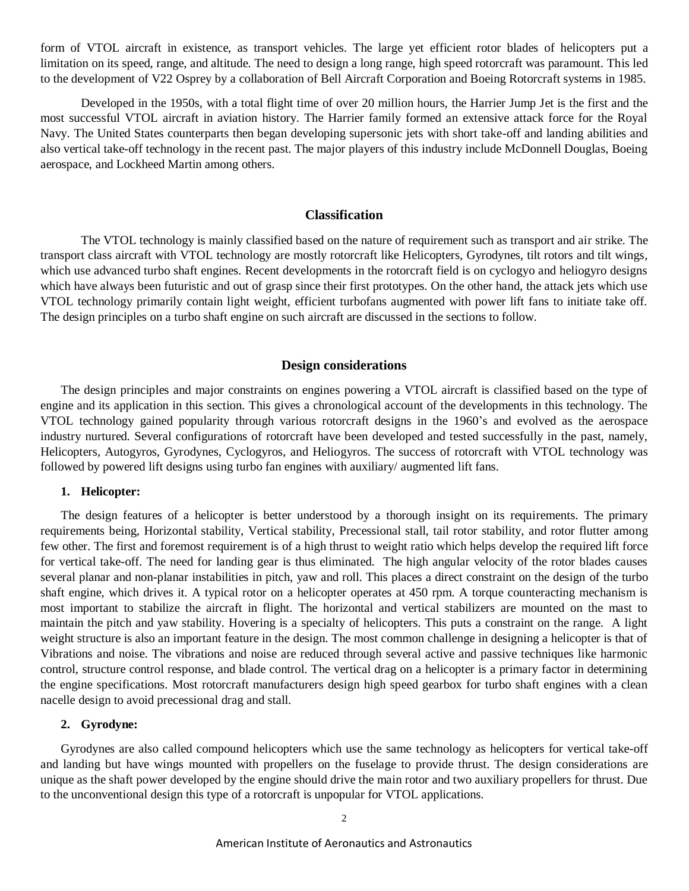form of VTOL aircraft in existence, as transport vehicles. The large yet efficient rotor blades of helicopters put a limitation on its speed, range, and altitude. The need to design a long range, high speed rotorcraft was paramount. This led to the development of V22 Osprey by a collaboration of Bell Aircraft Corporation and Boeing Rotorcraft systems in 1985.

Developed in the 1950s, with a total flight time of over 20 million hours, the Harrier Jump Jet is the first and the most successful VTOL aircraft in aviation history. The Harrier family formed an extensive attack force for the Royal Navy. The United States counterparts then began developing supersonic jets with short take-off and landing abilities and also vertical take-off technology in the recent past. The major players of this industry include McDonnell Douglas, Boeing aerospace, and Lockheed Martin among others.

## Classification

The VTOL technology is mainly classified based on the nature of requirement such as transport and air strike. The transport class aircraft with VTOL technology are mostly rotorcraft like Helicopters, Gyrodynes, tilt rotors and tilt wings, which use advanced turbo shaft engines. Recent developments in the rotorcraft field is on cyclogyo and heliogyro designs which have always been futuristic and out of grasp since their first prototypes. On the other hand, the attack jets which use VTOL technology primarily contain light weight, efficient turbofans augmented with power lift fans to initiate take off. The design principles on a turbo shaft engine on such aircraft are discussed in the sections to follow.

## Design considerations

The design principles and major constraints on engines powering a VTOL aircraft is classified based on the type of engine and its application in this section. This gives a chronological account of the developments in this technology. The VTOL technology gained popularity through various rotorcraft designs in the 1960's and evolved as the aerospace industry nurtured. Several configurations of rotorcraft have been developed and tested successfully in the past, namely, Helicopters, Autogyros, Gyrodynes, Cyclogyros, and Heliogyros. The success of rotorcraft with VTOL technology was followed by powered lift designs using turbo fan engines with auxiliary/ augmented lift fans.

### 1. Helicopter:

The design features of a helicopter is better understood by a thorough insight on its requirements. The primary requirements being, Horizontal stability, Vertical stability, Precessional stall, tail rotor stability, and rotor flutter among few other. The first and foremost requirement is of a high thrust to weight ratio which helps develop the required lift force for vertical take-off. The need for landing gear is thus eliminated. The high angular velocity of the rotor blades causes several planar and non-planar instabilities in pitch, yaw and roll. This places a direct constraint on the design of the turbo shaft engine, which drives it. A typical rotor on a helicopter operates at 450 rpm. A torque counteracting mechanism is most important to stabilize the aircraft in flight. The horizontal and vertical stabilizers are mounted on the mast to maintain the pitch and yaw stability. Hovering is a specialty of helicopters. This puts a constraint on the range. A light weight structure is also an important feature in the design. The most common challenge in designing a helicopter is that of Vibrations and noise. The vibrations and noise are reduced through several active and passive techniques like harmonic control, structure control response, and blade control. The vertical drag on a helicopter is a primary factor in determining the engine specifications. Most rotorcraft manufacturers design high speed gearbox for turbo shaft engines with a clean nacelle design to avoid precessional drag and stall.

### 2. Gyrodyne:

Gyrodynes are also called compound helicopters which use the same technology as helicopters for vertical take-off and landing but have wings mounted with propellers on the fuselage to provide thrust. The design considerations are unique as the shaft power developed by the engine should drive the main rotor and two auxiliary propellers for thrust. Due to the unconventional design this type of a rotorcraft is unpopular for VTOL applications.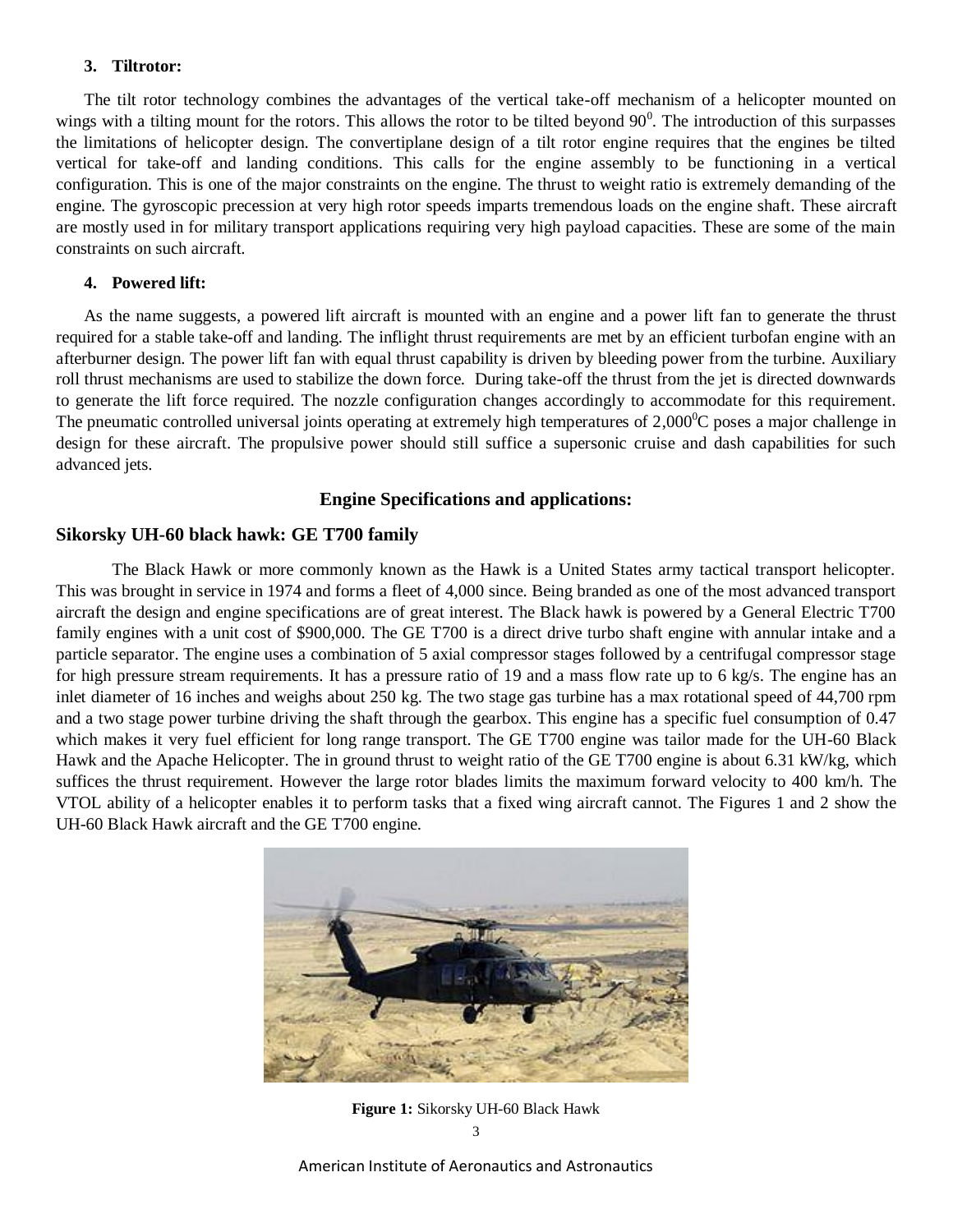**3. Tiltrotor:**

The tilt rotor technology combines the advantages of the vertical take-off mechanism of a helicopter mounted on wings with a tilting mount for the rotors. This allows the rotor to be tilted beyond $90^0$. The introduction of this surpasses the limitations of helicopter design. The convertiplane design of a tilt rotor engine requires that the engines be tilted vertical for take-off and landing conditions. This calls for the engine assembly to be functioning in a vertical configuration. This is one of the major constraints on the engine. The thrust to weight ratio is extremely demanding of the engine. The gyroscopic precession at very high rotor speeds imparts tremendous loads on the engine shaft. These aircraft are mostly used in for military transport applications requiring very high payload capacities. These are some of the main constraints on such aircraft.

**4. Powered lift:**

As the name suggests, a powered lift aircraft is mounted with an engine and a power lift fan to generate the thrust required for a stable take-off and landing. The inflight thrust requirements are met by an efficient turbofan engine with an afterburner design. The power lift fan with equal thrust capability is driven by bleeding power from the turbine. Auxiliary roll thrust mechanisms are used to stabilize the down force. During take-off the thrust from the jet is directed downwards to generate the lift force required. The nozzle configuration changes accordingly to accommodate for this requirement. The pneumatic controlled universal joints operating at extremely high temperatures of $2{,}000^0$C poses a major challenge in design for these aircraft. The propulsive power should still suffice a supersonic cruise and dash capabilities for such advanced jets.

## Engine Specifications and applications:

### Sikorsky UH-60 black hawk: GE T700 family

The Black Hawk or more commonly known as the Hawk is a United States army tactical transport helicopter. This was brought in service in 1974 and forms a fleet of 4,000 since. Being branded as one of the most advanced transport aircraft the design and engine specifications are of great interest. The Black hawk is powered by a General Electric T700 family engines with a unit cost of $900,000. The GE T700 is a direct drive turbo shaft engine with annular intake and a particle separator. The engine uses a combination of 5 axial compressor stages followed by a centrifugal compressor stage for high pressure stream requirements. It has a pressure ratio of 19 and a mass flow rate up to 6 kg/s. The engine has an inlet diameter of 16 inches and weighs about 250 kg. The two stage gas turbine has a max rotational speed of 44,700 rpm and a two stage power turbine driving the shaft through the gearbox. This engine has a specific fuel consumption of 0.47 which makes it very fuel efficient for long range transport. The GE T700 engine was tailor made for the UH-60 Black Hawk and the Apache Helicopter. The in ground thrust to weight ratio of the GE T700 engine is about 6.31 kW/kg, which suffices the thrust requirement. However the large rotor blades limits the maximum forward velocity to 400 km/h. The VTOL ability of a helicopter enables it to perform tasks that a fixed wing aircraft cannot. The Figures 1 and 2 show the UH-60 Black Hawk aircraft and the GE T700 engine.

**Figure 1:** Sikorsky UH-60 Black Hawk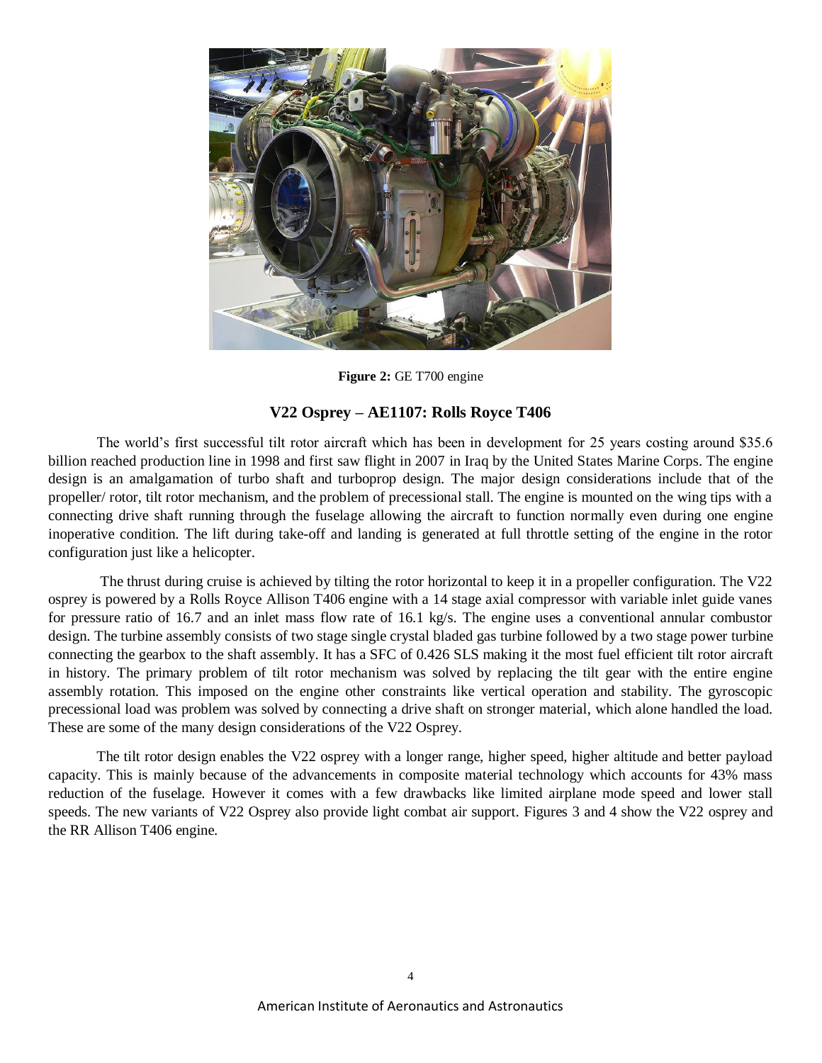**Figure 2:** GE T700 engine

### V22 Osprey – AE1107: Rolls Royce T406

The world's first successful tilt rotor aircraft which has been in development for 25 years costing around $35.6 billion reached production line in 1998 and first saw flight in 2007 in Iraq by the United States Marine Corps. The engine design is an amalgamation of turbo shaft and turboprop design. The major design considerations include that of the propeller/ rotor, tilt rotor mechanism, and the problem of precessional stall. The engine is mounted on the wing tips with a connecting drive shaft running through the fuselage allowing the aircraft to function normally even during one engine inoperative condition. The lift during take-off and landing is generated at full throttle setting of the engine in the rotor configuration just like a helicopter.

The thrust during cruise is achieved by tilting the rotor horizontal to keep it in a propeller configuration. The V22 osprey is powered by a Rolls Royce Allison T406 engine with a 14 stage axial compressor with variable inlet guide vanes for pressure ratio of 16.7 and an inlet mass flow rate of 16.1 kg/s. The engine uses a conventional annular combustor design. The turbine assembly consists of two stage single crystal bladed gas turbine followed by a two stage power turbine connecting the gearbox to the shaft assembly. It has a SFC of 0.426 SLS making it the most fuel efficient tilt rotor aircraft in history. The primary problem of tilt rotor mechanism was solved by replacing the tilt gear with the entire engine assembly rotation. This imposed on the engine other constraints like vertical operation and stability. The gyroscopic precessional load was problem was solved by connecting a drive shaft on stronger material, which alone handled the load. These are some of the many design considerations of the V22 Osprey.

The tilt rotor design enables the V22 osprey with a longer range, higher speed, higher altitude and better payload capacity. This is mainly because of the advancements in composite material technology which accounts for 43% mass reduction of the fuselage. However it comes with a few drawbacks like limited airplane mode speed and lower stall speeds. The new variants of V22 Osprey also provide light combat air support. Figures 3 and 4 show the V22 osprey and the RR Allison T406 engine.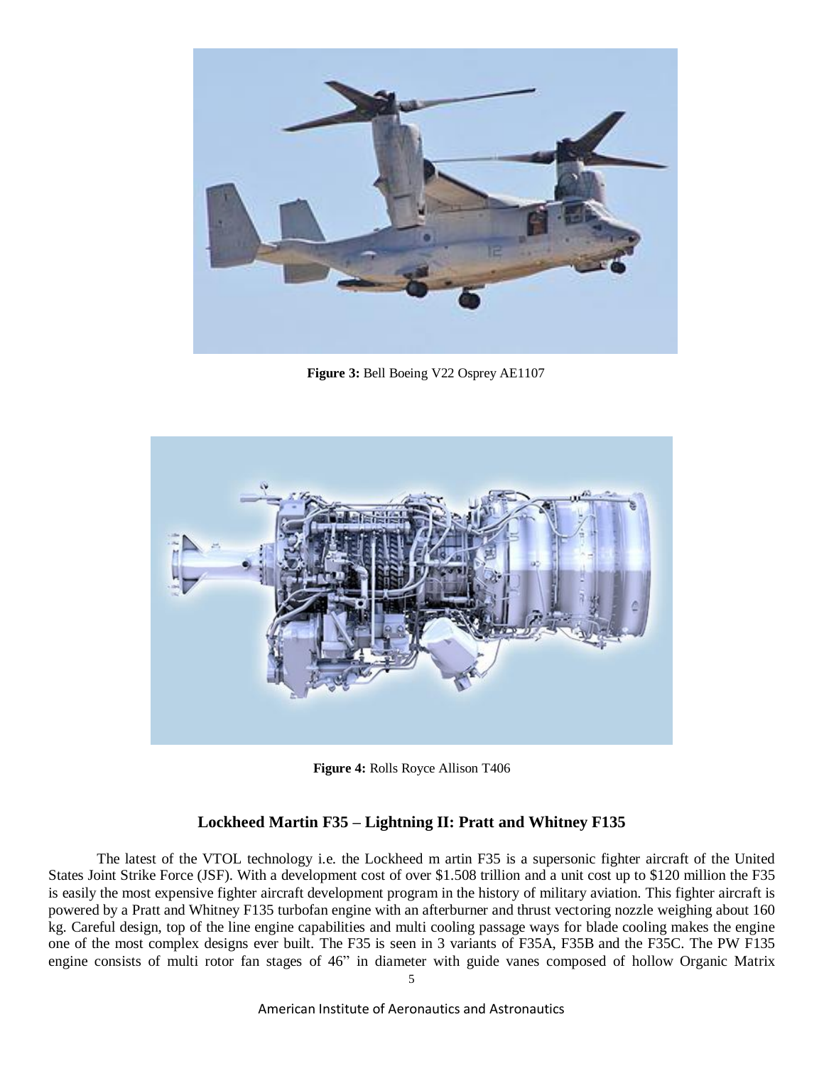**Figure 3:** Bell Boeing V22 Osprey AE1107

**Figure 4:** Rolls Royce Allison T406

## Lockheed Martin F35 – Lightning II: Pratt and Whitney F135

The latest of the VTOL technology i.e. the Lockheed m artin F35 is a supersonic fighter aircraft of the United States Joint Strike Force (JSF). With a development cost of over $1.508 trillion and a unit cost up to $120 million the F35 is easily the most expensive fighter aircraft development program in the history of military aviation. This fighter aircraft is powered by a Pratt and Whitney F135 turbofan engine with an afterburner and thrust vectoring nozzle weighing about 160 kg. Careful design, top of the line engine capabilities and multi cooling passage ways for blade cooling makes the engine one of the most complex designs ever built. The F35 is seen in 3 variants of F35A, F35B and the F35C. The PW F135 engine consists of multi rotor fan stages of 46" in diameter with guide vanes composed of hollow Organic Matrix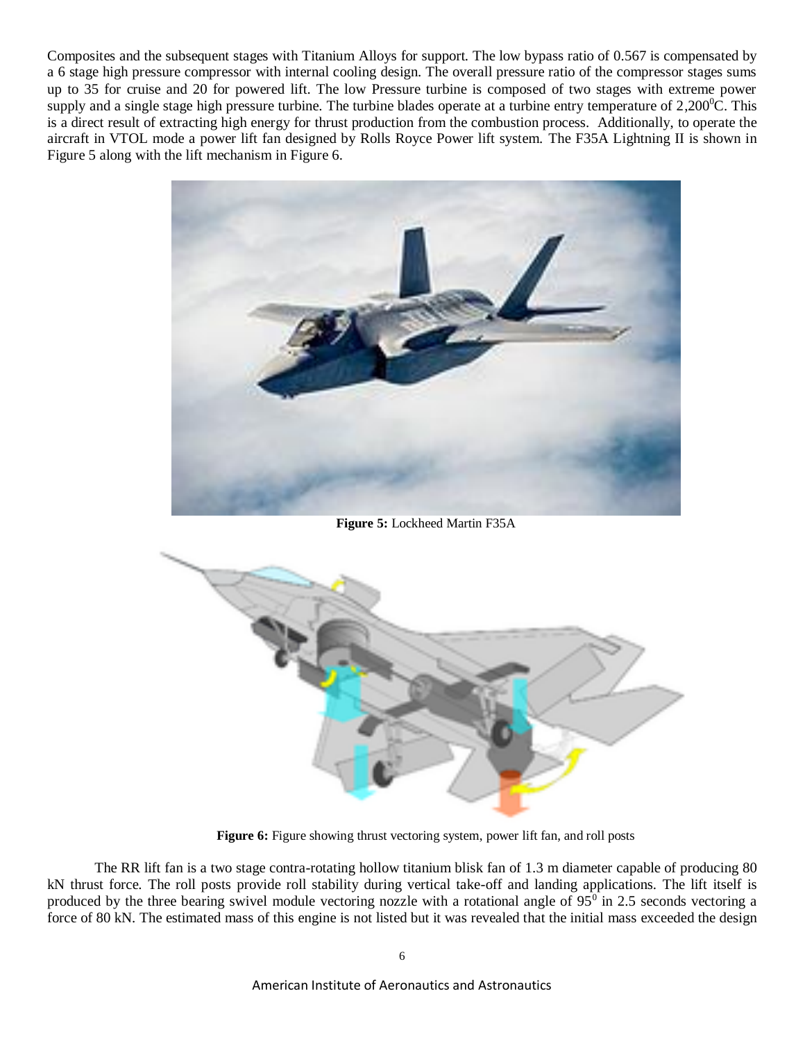Composites and the subsequent stages with Titanium Alloys for support. The low bypass ratio of 0.567 is compensated by a 6 stage high pressure compressor with internal cooling design. The overall pressure ratio of the compressor stages sums up to 35 for cruise and 20 for powered lift. The low Pressure turbine is composed of two stages with extreme power supply and a single stage high pressure turbine. The turbine blades operate at a turbine entry temperature of 2,200$^0$C. This is a direct result of extracting high energy for thrust production from the combustion process. Additionally, to operate the aircraft in VTOL mode a power lift fan designed by Rolls Royce Power lift system. The F35A Lightning II is shown in Figure 5 along with the lift mechanism in Figure 6.

**Figure 5:** Lockheed Martin F35A

**Figure 6:** Figure showing thrust vectoring system, power lift fan, and roll posts

The RR lift fan is a two stage contra-rotating hollow titanium blisk fan of 1.3 m diameter capable of producing 80 kN thrust force. The roll posts provide roll stability during vertical take-off and landing applications. The lift itself is produced by the three bearing swivel module vectoring nozzle with a rotational angle of 95$^0$ in 2.5 seconds vectoring a force of 80 kN. The estimated mass of this engine is not listed but it was revealed that the initial mass exceeded the design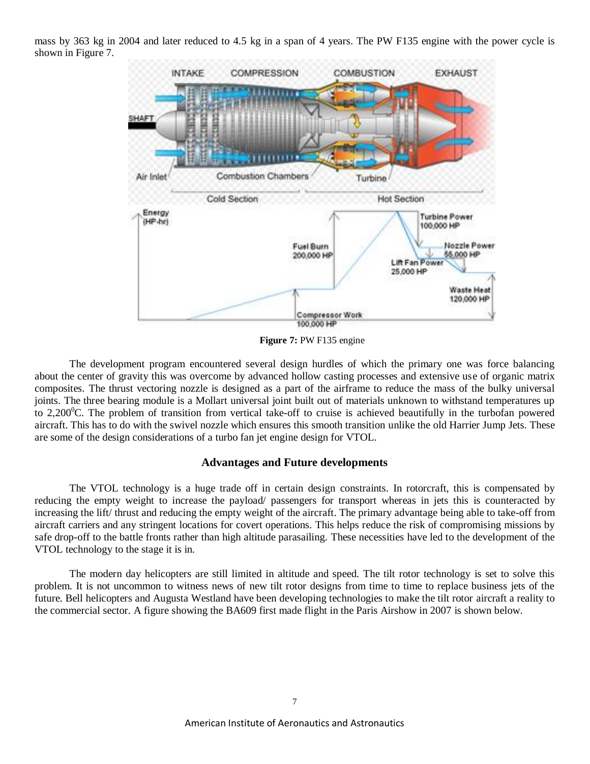mass by 363 kg in 2004 and later reduced to 4.5 kg in a span of 4 years. The PW F135 engine with the power cycle is shown in Figure 7.

**Figure 7:** PW F135 engine

The development program encountered several design hurdles of which the primary one was force balancing about the center of gravity this was overcome by advanced hollow casting processes and extensive use of organic matrix composites. The thrust vectoring nozzle is designed as a part of the airframe to reduce the mass of the bulky universal joints. The three bearing module is a Mollart universal joint built out of materials unknown to withstand temperatures up to 2,200$^0$C. The problem of transition from vertical take-off to cruise is achieved beautifully in the turbofan powered aircraft. This has to do with the swivel nozzle which ensures this smooth transition unlike the old Harrier Jump Jets. These are some of the design considerations of a turbo fan jet engine design for VTOL.

### Advantages and Future developments

The VTOL technology is a huge trade off in certain design constraints. In rotorcraft, this is compensated by reducing the empty weight to increase the payload/ passengers for transport whereas in jets this is counteracted by increasing the lift/ thrust and reducing the empty weight of the aircraft. The primary advantage being able to take-off from aircraft carriers and any stringent locations for covert operations. This helps reduce the risk of compromising missions by safe drop-off to the battle fronts rather than high altitude parasailing. These necessities have led to the development of the VTOL technology to the stage it is in.

The modern day helicopters are still limited in altitude and speed. The tilt rotor technology is set to solve this problem. It is not uncommon to witness news of new tilt rotor designs from time to time to replace business jets of the future. Bell helicopters and Augusta Westland have been developing technologies to make the tilt rotor aircraft a reality to the commercial sector. A figure showing the BA609 first made flight in the Paris Airshow in 2007 is shown below.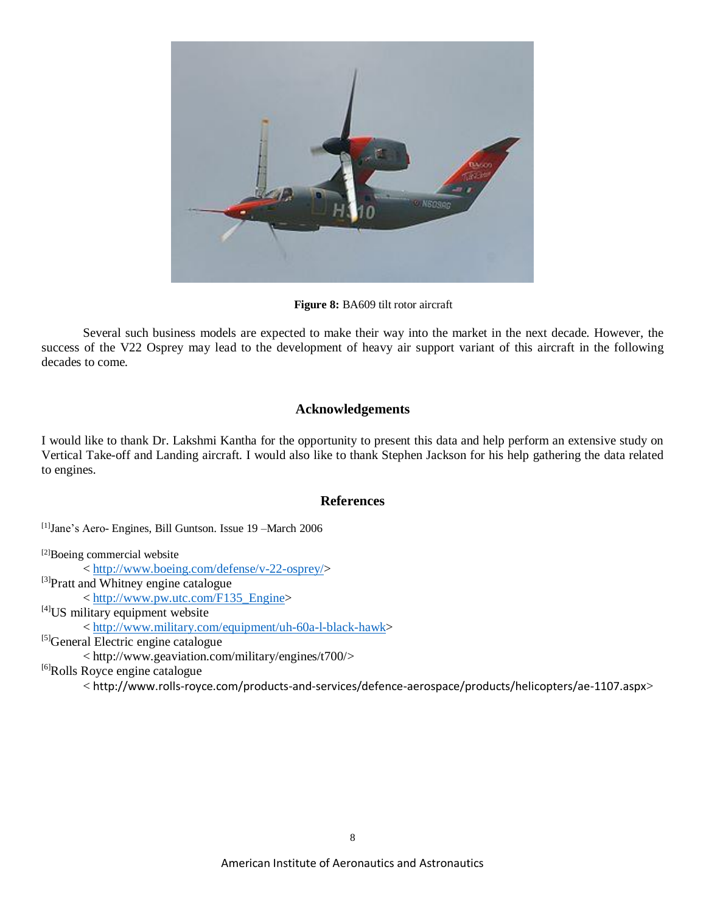**Figure 8:** BA609 tilt rotor aircraft

Several such business models are expected to make their way into the market in the next decade. However, the success of the V22 Osprey may lead to the development of heavy air support variant of this aircraft in the following decades to come.

## Acknowledgements

I would like to thank Dr. Lakshmi Kantha for the opportunity to present this data and help perform an extensive study on Vertical Take-off and Landing aircraft. I would also like to thank Stephen Jackson for his help gathering the data related to engines.

## References

[1]Jane's Aero- Engines, Bill Guntson. Issue 19 –March 2006

[2]Boeing commercial website
< http://www.boeing.com/defense/v-22-osprey/>

[3]Pratt and Whitney engine catalogue
< http://www.pw.utc.com/F135_Engine>

[4]US military equipment website
< http://www.military.com/equipment/uh-60a-l-black-hawk>

[5]General Electric engine catalogue
< http://www.geaviation.com/military/engines/t700/>

[6]Rolls Royce engine catalogue
< http://www.rolls-royce.com/products-and-services/defence-aerospace/products/helicopters/ae-1107.aspx>